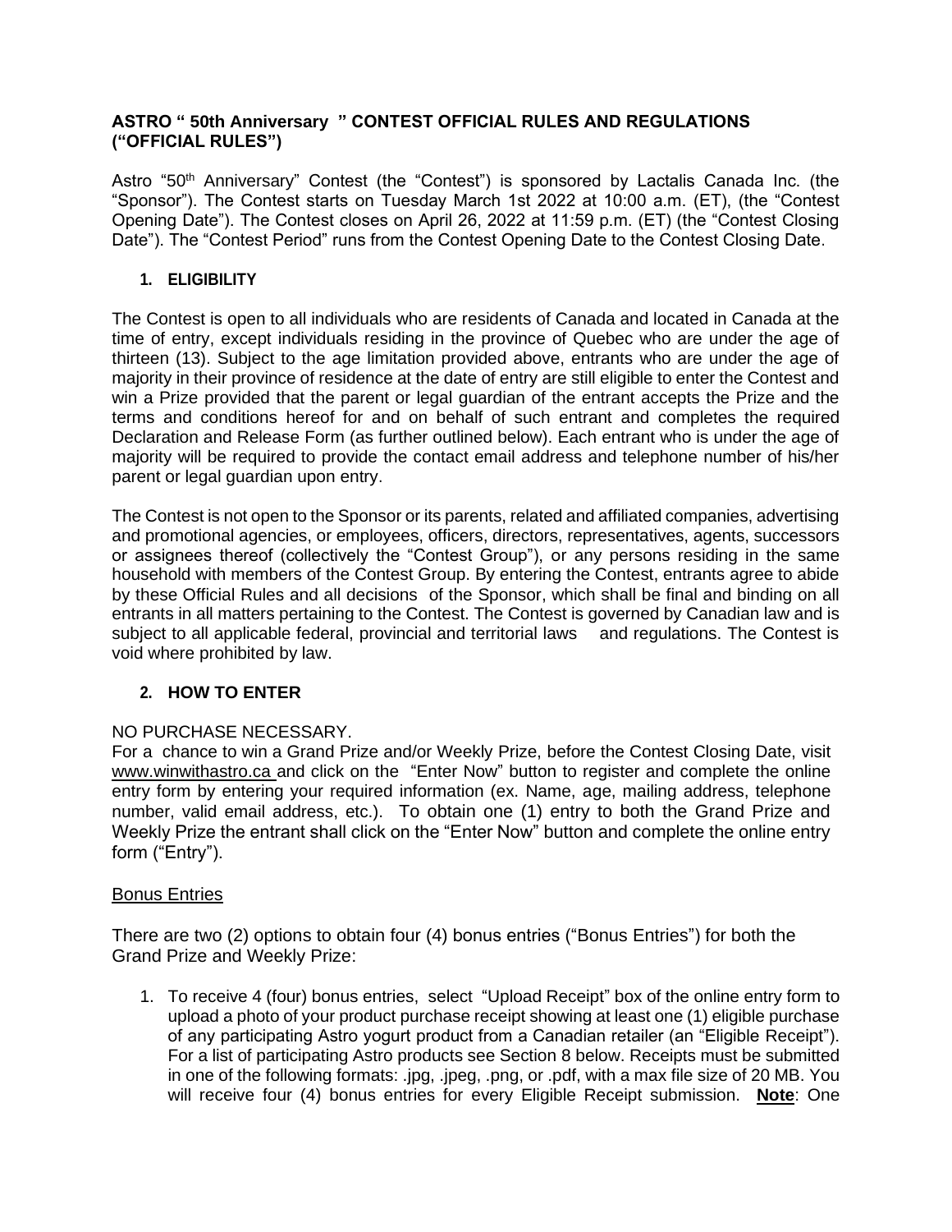## ASTRO " 50th Anniversary " CONTEST OFFICIAL RULES AND REGULATIONS ("OFFICIAL RULES")

Astro "50th Anniversary" Contest (the "Contest") is sponsored by Lactalis Canada Inc. (the "Sponsor"). The Contest starts on Tuesday March 1st 2022 at 10:00 a.m. (ET), (the "Contest Opening Date"). The Contest closes on April 26, 2022 at 11:59 p.m. (ET) (the "Contest Closing Date"). The "Contest Period" runs from the Contest Opening Date to the Contest Closing Date.

### 1. ELIGIBILITY

The Contest is open to all individuals who are residents of Canada and located in Canada at the time of entry, except individuals residing in the province of Quebec who are under the age of thirteen (13). Subject to the age limitation provided above, entrants who are under the age of majority in their province of residence at the date of entry are still eligible to enter the Contest and win a Prize provided that the parent or legal guardian of the entrant accepts the Prize and the terms and conditions hereof for and on behalf of such entrant and completes the required Declaration and Release Form (as further outlined below). Each entrant who is under the age of majority will be required to provide the contact email address and telephone number of his/her parent or legal guardian upon entry.

The Contest is not open to the Sponsor or its parents, related and affiliated companies, advertising and promotional agencies, or employees, officers, directors, representatives, agents, successors or assignees thereof (collectively the "Contest Group"), or any persons residing in the same household with members of the Contest Group. By entering the Contest, entrants agree to abide by these Official Rules and all decisions of the Sponsor, which shall be final and binding on all entrants in all matters pertaining to the Contest. The Contest is governed by Canadian law and is subject to all applicable federal, provincial and territorial laws and regulations. The Contest is void where prohibited by law.

### 2. HOW TO ENTER

NO PURCHASE NECESSARY.
For a chance to win a Grand Prize and/or Weekly Prize, before the Contest Closing Date, visit www.winwithastro.ca and click on the "Enter Now" button to register and complete the online entry form by entering your required information (ex. Name, age, mailing address, telephone number, valid email address, etc.). To obtain one (1) entry to both the Grand Prize and Weekly Prize the entrant shall click on the "Enter Now" button and complete the online entry form ("Entry").

Bonus Entries

There are two (2) options to obtain four (4) bonus entries ("Bonus Entries") for both the Grand Prize and Weekly Prize:

1. To receive 4 (four) bonus entries, select "Upload Receipt" box of the online entry form to upload a photo of your product purchase receipt showing at least one (1) eligible purchase of any participating Astro yogurt product from a Canadian retailer (an "Eligible Receipt"). For a list of participating Astro products see Section 8 below. Receipts must be submitted in one of the following formats: .jpg, .jpeg, .png, or .pdf, with a max file size of 20 MB. You will receive four (4) bonus entries for every Eligible Receipt submission. **Note**: One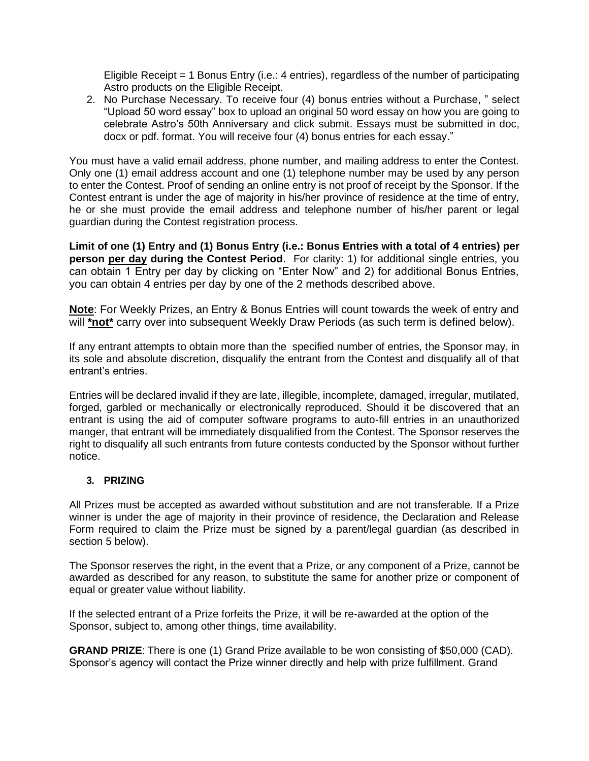Eligible Receipt = 1 Bonus Entry (i.e.: 4 entries), regardless of the number of participating Astro products on the Eligible Receipt.

2. No Purchase Necessary. To receive four (4) bonus entries without a Purchase, " select "Upload 50 word essay" box to upload an original 50 word essay on how you are going to celebrate Astro's 50th Anniversary and click submit. Essays must be submitted in doc, docx or pdf. format. You will receive four (4) bonus entries for each essay."

You must have a valid email address, phone number, and mailing address to enter the Contest. Only one (1) email address account and one (1) telephone number may be used by any person to enter the Contest. Proof of sending an online entry is not proof of receipt by the Sponsor. If the Contest entrant is under the age of majority in his/her province of residence at the time of entry, he or she must provide the email address and telephone number of his/her parent or legal guardian during the Contest registration process.

**Limit of one (1) Entry and (1) Bonus Entry (i.e.: Bonus Entries with a total of 4 entries) per person <u>per day</u> during the Contest Period**. For clarity: 1) for additional single entries, you can obtain 1 Entry per day by clicking on "Enter Now" and 2) for additional Bonus Entries, you can obtain 4 entries per day by one of the 2 methods described above.

**<u>Note</u>**: For Weekly Prizes, an Entry & Bonus Entries will count towards the week of entry and will **<u>*not*</u>** carry over into subsequent Weekly Draw Periods (as such term is defined below).

If any entrant attempts to obtain more than the specified number of entries, the Sponsor may, in its sole and absolute discretion, disqualify the entrant from the Contest and disqualify all of that entrant's entries.

Entries will be declared invalid if they are late, illegible, incomplete, damaged, irregular, mutilated, forged, garbled or mechanically or electronically reproduced. Should it be discovered that an entrant is using the aid of computer software programs to auto-fill entries in an unauthorized manger, that entrant will be immediately disqualified from the Contest. The Sponsor reserves the right to disqualify all such entrants from future contests conducted by the Sponsor without further notice.

### 3. PRIZING

All Prizes must be accepted as awarded without substitution and are not transferable. If a Prize winner is under the age of majority in their province of residence, the Declaration and Release Form required to claim the Prize must be signed by a parent/legal guardian (as described in section 5 below).

The Sponsor reserves the right, in the event that a Prize, or any component of a Prize, cannot be awarded as described for any reason, to substitute the same for another prize or component of equal or greater value without liability.

If the selected entrant of a Prize forfeits the Prize, it will be re-awarded at the option of the Sponsor, subject to, among other things, time availability.

**GRAND PRIZE**: There is one (1) Grand Prize available to be won consisting of $50,000 (CAD). Sponsor's agency will contact the Prize winner directly and help with prize fulfillment. Grand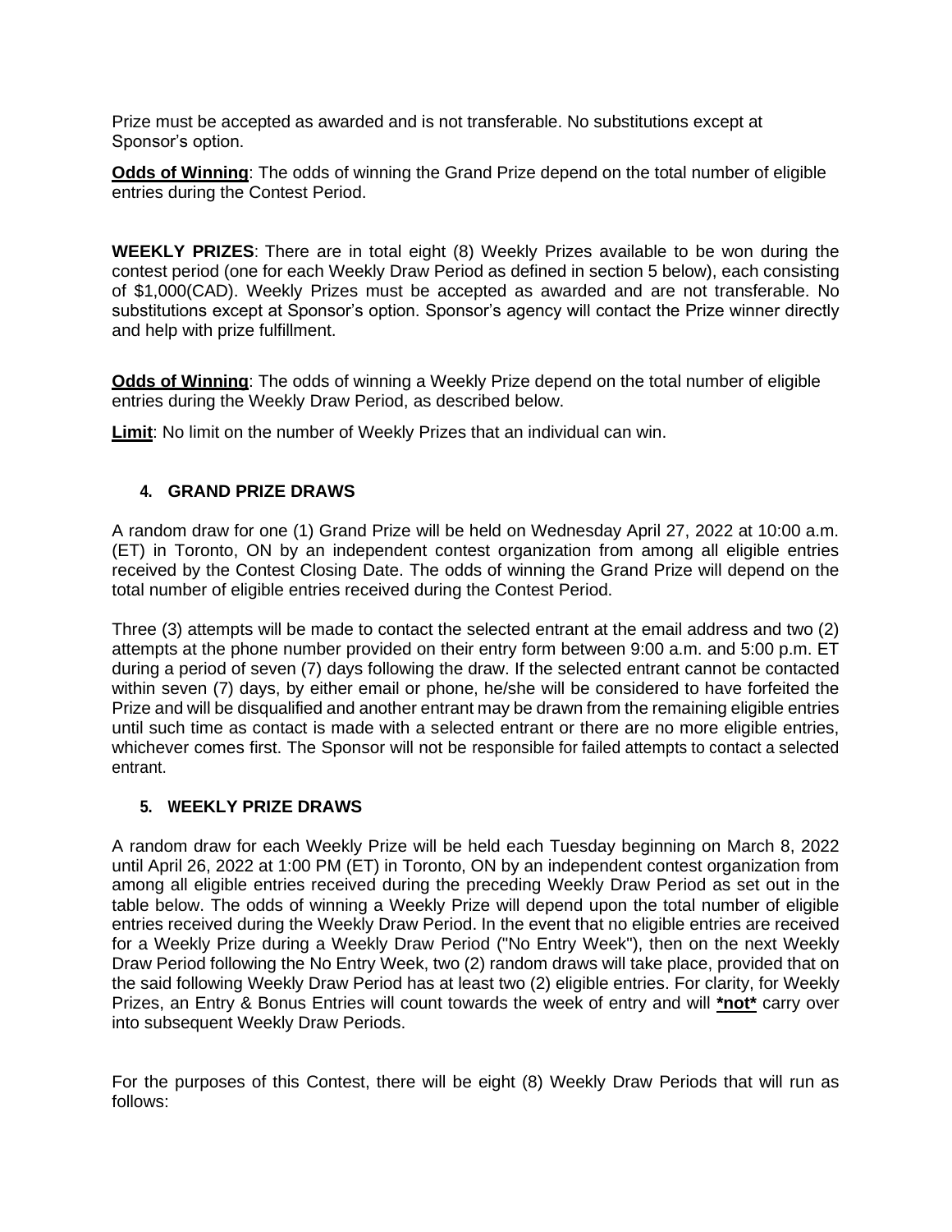Prize must be accepted as awarded and is not transferable. No substitutions except at Sponsor's option.

**Odds of Winning**: The odds of winning the Grand Prize depend on the total number of eligible entries during the Contest Period.

**WEEKLY PRIZES**: There are in total eight (8) Weekly Prizes available to be won during the contest period (one for each Weekly Draw Period as defined in section 5 below), each consisting of $1,000(CAD). Weekly Prizes must be accepted as awarded and are not transferable. No substitutions except at Sponsor's option. Sponsor's agency will contact the Prize winner directly and help with prize fulfillment.

**Odds of Winning**: The odds of winning a Weekly Prize depend on the total number of eligible entries during the Weekly Draw Period, as described below.

**Limit**: No limit on the number of Weekly Prizes that an individual can win.

## 4. GRAND PRIZE DRAWS

A random draw for one (1) Grand Prize will be held on Wednesday April 27, 2022 at 10:00 a.m. (ET) in Toronto, ON by an independent contest organization from among all eligible entries received by the Contest Closing Date. The odds of winning the Grand Prize will depend on the total number of eligible entries received during the Contest Period.

Three (3) attempts will be made to contact the selected entrant at the email address and two (2) attempts at the phone number provided on their entry form between 9:00 a.m. and 5:00 p.m. ET during a period of seven (7) days following the draw. If the selected entrant cannot be contacted within seven (7) days, by either email or phone, he/she will be considered to have forfeited the Prize and will be disqualified and another entrant may be drawn from the remaining eligible entries until such time as contact is made with a selected entrant or there are no more eligible entries, whichever comes first. The Sponsor will not be responsible for failed attempts to contact a selected entrant.

## 5. WEEKLY PRIZE DRAWS

A random draw for each Weekly Prize will be held each Tuesday beginning on March 8, 2022 until April 26, 2022 at 1:00 PM (ET) in Toronto, ON by an independent contest organization from among all eligible entries received during the preceding Weekly Draw Period as set out in the table below. The odds of winning a Weekly Prize will depend upon the total number of eligible entries received during the Weekly Draw Period. In the event that no eligible entries are received for a Weekly Prize during a Weekly Draw Period ("No Entry Week"), then on the next Weekly Draw Period following the No Entry Week, two (2) random draws will take place, provided that on the said following Weekly Draw Period has at least two (2) eligible entries. For clarity, for Weekly Prizes, an Entry & Bonus Entries will count towards the week of entry and will **<u>*not*</u>** carry over into subsequent Weekly Draw Periods.

For the purposes of this Contest, there will be eight (8) Weekly Draw Periods that will run as follows: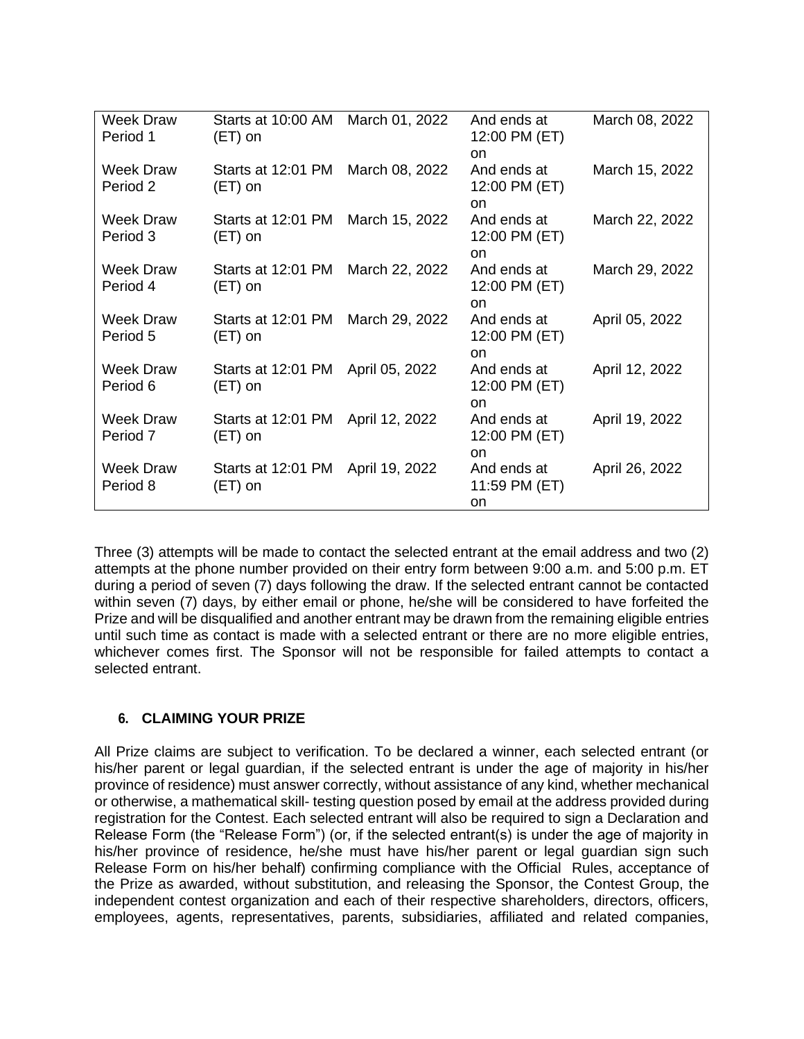| Week Draw Period 1 | Starts at 10:00 AM (ET) on | March 01, 2022 | And ends at 12:00 PM (ET) on | March 08, 2022 |
|---|---|---|---|---|
| Week Draw Period 2 | Starts at 12:01 PM (ET) on | March 08, 2022 | And ends at 12:00 PM (ET) on | March 15, 2022 |
| Week Draw Period 3 | Starts at 12:01 PM (ET) on | March 15, 2022 | And ends at 12:00 PM (ET) on | March 22, 2022 |
| Week Draw Period 4 | Starts at 12:01 PM (ET) on | March 22, 2022 | And ends at 12:00 PM (ET) on | March 29, 2022 |
| Week Draw Period 5 | Starts at 12:01 PM (ET) on | March 29, 2022 | And ends at 12:00 PM (ET) on | April 05, 2022 |
| Week Draw Period 6 | Starts at 12:01 PM (ET) on | April 05, 2022 | And ends at 12:00 PM (ET) on | April 12, 2022 |
| Week Draw Period 7 | Starts at 12:01 PM (ET) on | April 12, 2022 | And ends at 12:00 PM (ET) on | April 19, 2022 |
| Week Draw Period 8 | Starts at 12:01 PM (ET) on | April 19, 2022 | And ends at 11:59 PM (ET) on | April 26, 2022 |

Three (3) attempts will be made to contact the selected entrant at the email address and two (2) attempts at the phone number provided on their entry form between 9:00 a.m. and 5:00 p.m. ET during a period of seven (7) days following the draw. If the selected entrant cannot be contacted within seven (7) days, by either email or phone, he/she will be considered to have forfeited the Prize and will be disqualified and another entrant may be drawn from the remaining eligible entries until such time as contact is made with a selected entrant or there are no more eligible entries, whichever comes first. The Sponsor will not be responsible for failed attempts to contact a selected entrant.

## 6. CLAIMING YOUR PRIZE

All Prize claims are subject to verification. To be declared a winner, each selected entrant (or his/her parent or legal guardian, if the selected entrant is under the age of majority in his/her province of residence) must answer correctly, without assistance of any kind, whether mechanical or otherwise, a mathematical skill- testing question posed by email at the address provided during registration for the Contest. Each selected entrant will also be required to sign a Declaration and Release Form (the "Release Form") (or, if the selected entrant(s) is under the age of majority in his/her province of residence, he/she must have his/her parent or legal guardian sign such Release Form on his/her behalf) confirming compliance with the Official Rules, acceptance of the Prize as awarded, without substitution, and releasing the Sponsor, the Contest Group, the independent contest organization and each of their respective shareholders, directors, officers, employees, agents, representatives, parents, subsidiaries, affiliated and related companies,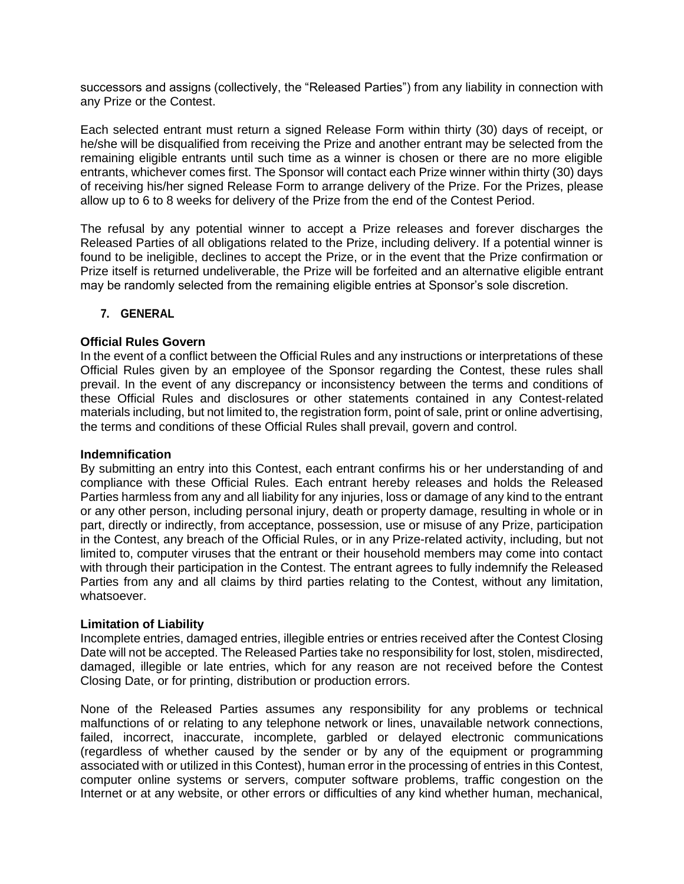successors and assigns (collectively, the "Released Parties") from any liability in connection with any Prize or the Contest.

Each selected entrant must return a signed Release Form within thirty (30) days of receipt, or he/she will be disqualified from receiving the Prize and another entrant may be selected from the remaining eligible entrants until such time as a winner is chosen or there are no more eligible entrants, whichever comes first. The Sponsor will contact each Prize winner within thirty (30) days of receiving his/her signed Release Form to arrange delivery of the Prize. For the Prizes, please allow up to 6 to 8 weeks for delivery of the Prize from the end of the Contest Period.

The refusal by any potential winner to accept a Prize releases and forever discharges the Released Parties of all obligations related to the Prize, including delivery. If a potential winner is found to be ineligible, declines to accept the Prize, or in the event that the Prize confirmation or Prize itself is returned undeliverable, the Prize will be forfeited and an alternative eligible entrant may be randomly selected from the remaining eligible entries at Sponsor's sole discretion.

## 7. GENERAL

**Official Rules Govern**

In the event of a conflict between the Official Rules and any instructions or interpretations of these Official Rules given by an employee of the Sponsor regarding the Contest, these rules shall prevail. In the event of any discrepancy or inconsistency between the terms and conditions of these Official Rules and disclosures or other statements contained in any Contest-related materials including, but not limited to, the registration form, point of sale, print or online advertising, the terms and conditions of these Official Rules shall prevail, govern and control.

**Indemnification**

By submitting an entry into this Contest, each entrant confirms his or her understanding of and compliance with these Official Rules. Each entrant hereby releases and holds the Released Parties harmless from any and all liability for any injuries, loss or damage of any kind to the entrant or any other person, including personal injury, death or property damage, resulting in whole or in part, directly or indirectly, from acceptance, possession, use or misuse of any Prize, participation in the Contest, any breach of the Official Rules, or in any Prize-related activity, including, but not limited to, computer viruses that the entrant or their household members may come into contact with through their participation in the Contest. The entrant agrees to fully indemnify the Released Parties from any and all claims by third parties relating to the Contest, without any limitation, whatsoever.

**Limitation of Liability**

Incomplete entries, damaged entries, illegible entries or entries received after the Contest Closing Date will not be accepted. The Released Parties take no responsibility for lost, stolen, misdirected, damaged, illegible or late entries, which for any reason are not received before the Contest Closing Date, or for printing, distribution or production errors.

None of the Released Parties assumes any responsibility for any problems or technical malfunctions of or relating to any telephone network or lines, unavailable network connections, failed, incorrect, inaccurate, incomplete, garbled or delayed electronic communications (regardless of whether caused by the sender or by any of the equipment or programming associated with or utilized in this Contest), human error in the processing of entries in this Contest, computer online systems or servers, computer software problems, traffic congestion on the Internet or at any website, or other errors or difficulties of any kind whether human, mechanical,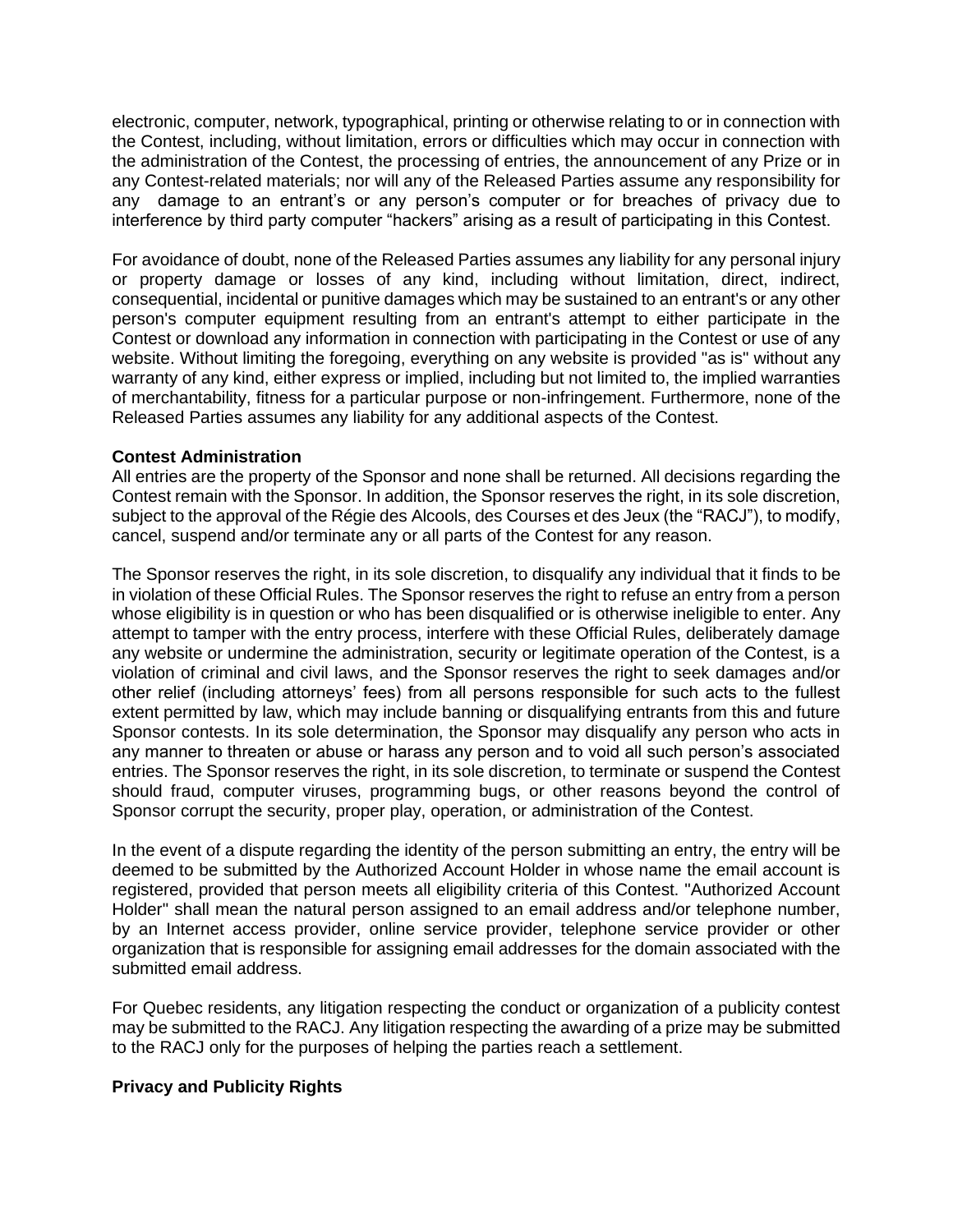electronic, computer, network, typographical, printing or otherwise relating to or in connection with the Contest, including, without limitation, errors or difficulties which may occur in connection with the administration of the Contest, the processing of entries, the announcement of any Prize or in any Contest-related materials; nor will any of the Released Parties assume any responsibility for any damage to an entrant's or any person's computer or for breaches of privacy due to interference by third party computer "hackers" arising as a result of participating in this Contest.

For avoidance of doubt, none of the Released Parties assumes any liability for any personal injury or property damage or losses of any kind, including without limitation, direct, indirect, consequential, incidental or punitive damages which may be sustained to an entrant's or any other person's computer equipment resulting from an entrant's attempt to either participate in the Contest or download any information in connection with participating in the Contest or use of any website. Without limiting the foregoing, everything on any website is provided "as is" without any warranty of any kind, either express or implied, including but not limited to, the implied warranties of merchantability, fitness for a particular purpose or non-infringement. Furthermore, none of the Released Parties assumes any liability for any additional aspects of the Contest.

**Contest Administration**

All entries are the property of the Sponsor and none shall be returned. All decisions regarding the Contest remain with the Sponsor. In addition, the Sponsor reserves the right, in its sole discretion, subject to the approval of the Régie des Alcools, des Courses et des Jeux (the "RACJ"), to modify, cancel, suspend and/or terminate any or all parts of the Contest for any reason.

The Sponsor reserves the right, in its sole discretion, to disqualify any individual that it finds to be in violation of these Official Rules. The Sponsor reserves the right to refuse an entry from a person whose eligibility is in question or who has been disqualified or is otherwise ineligible to enter. Any attempt to tamper with the entry process, interfere with these Official Rules, deliberately damage any website or undermine the administration, security or legitimate operation of the Contest, is a violation of criminal and civil laws, and the Sponsor reserves the right to seek damages and/or other relief (including attorneys' fees) from all persons responsible for such acts to the fullest extent permitted by law, which may include banning or disqualifying entrants from this and future Sponsor contests. In its sole determination, the Sponsor may disqualify any person who acts in any manner to threaten or abuse or harass any person and to void all such person's associated entries. The Sponsor reserves the right, in its sole discretion, to terminate or suspend the Contest should fraud, computer viruses, programming bugs, or other reasons beyond the control of Sponsor corrupt the security, proper play, operation, or administration of the Contest.

In the event of a dispute regarding the identity of the person submitting an entry, the entry will be deemed to be submitted by the Authorized Account Holder in whose name the email account is registered, provided that person meets all eligibility criteria of this Contest. "Authorized Account Holder" shall mean the natural person assigned to an email address and/or telephone number, by an Internet access provider, online service provider, telephone service provider or other organization that is responsible for assigning email addresses for the domain associated with the submitted email address.

For Quebec residents, any litigation respecting the conduct or organization of a publicity contest may be submitted to the RACJ. Any litigation respecting the awarding of a prize may be submitted to the RACJ only for the purposes of helping the parties reach a settlement.

**Privacy and Publicity Rights**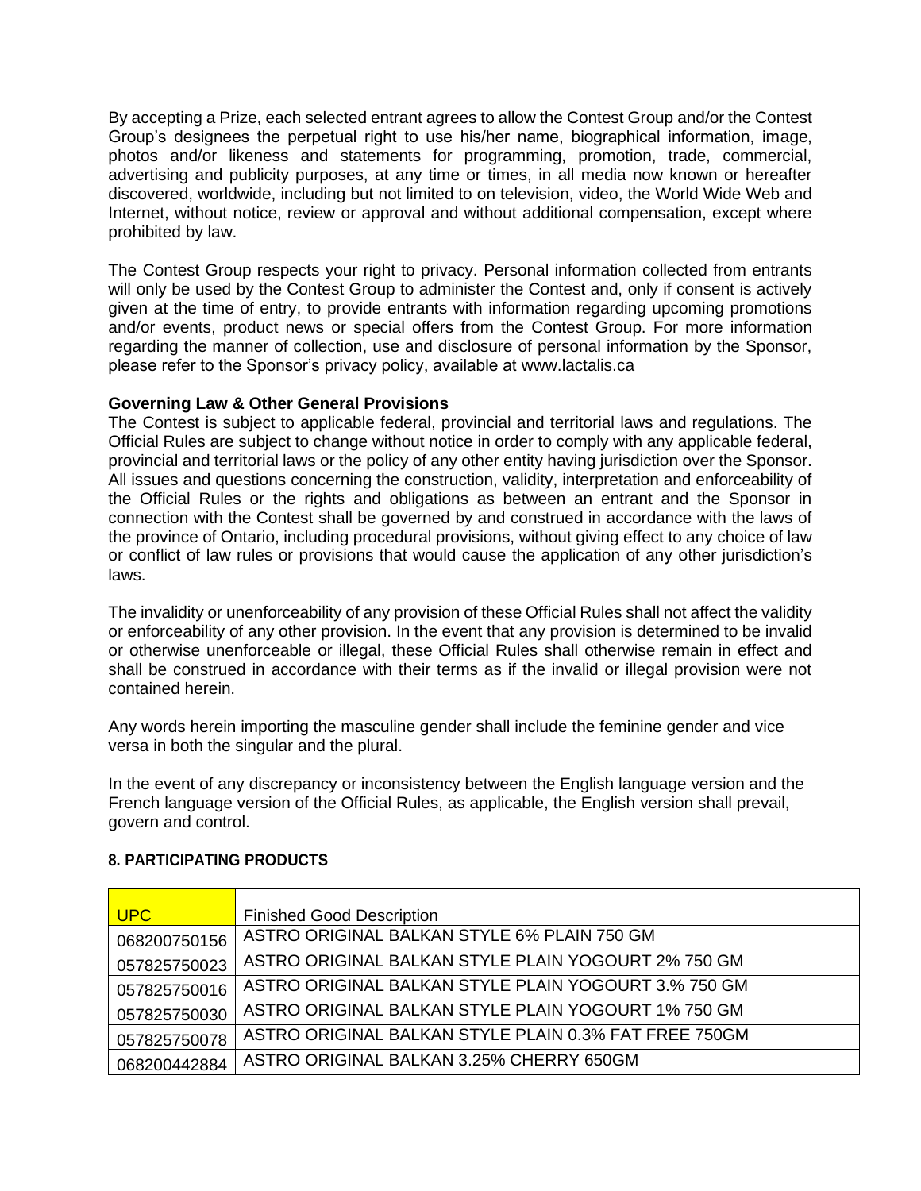By accepting a Prize, each selected entrant agrees to allow the Contest Group and/or the Contest Group's designees the perpetual right to use his/her name, biographical information, image, photos and/or likeness and statements for programming, promotion, trade, commercial, advertising and publicity purposes, at any time or times, in all media now known or hereafter discovered, worldwide, including but not limited to on television, video, the World Wide Web and Internet, without notice, review or approval and without additional compensation, except where prohibited by law.

The Contest Group respects your right to privacy. Personal information collected from entrants will only be used by the Contest Group to administer the Contest and, only if consent is actively given at the time of entry, to provide entrants with information regarding upcoming promotions and/or events, product news or special offers from the Contest Group. For more information regarding the manner of collection, use and disclosure of personal information by the Sponsor, please refer to the Sponsor's privacy policy, available at www.lactalis.ca

**Governing Law & Other General Provisions**
The Contest is subject to applicable federal, provincial and territorial laws and regulations. The Official Rules are subject to change without notice in order to comply with any applicable federal, provincial and territorial laws or the policy of any other entity having jurisdiction over the Sponsor. All issues and questions concerning the construction, validity, interpretation and enforceability of the Official Rules or the rights and obligations as between an entrant and the Sponsor in connection with the Contest shall be governed by and construed in accordance with the laws of the province of Ontario, including procedural provisions, without giving effect to any choice of law or conflict of law rules or provisions that would cause the application of any other jurisdiction's laws.

The invalidity or unenforceability of any provision of these Official Rules shall not affect the validity or enforceability of any other provision. In the event that any provision is determined to be invalid or otherwise unenforceable or illegal, these Official Rules shall otherwise remain in effect and shall be construed in accordance with their terms as if the invalid or illegal provision were not contained herein.

Any words herein importing the masculine gender shall include the feminine gender and vice versa in both the singular and the plural.

In the event of any discrepancy or inconsistency between the English language version and the French language version of the Official Rules, as applicable, the English version shall prevail, govern and control.

**8. PARTICIPATING PRODUCTS**

| UPC | Finished Good Description |
|---|---|
| 068200750156 | ASTRO ORIGINAL BALKAN STYLE 6% PLAIN 750 GM |
| 057825750023 | ASTRO ORIGINAL BALKAN STYLE PLAIN YOGOURT 2% 750 GM |
| 057825750016 | ASTRO ORIGINAL BALKAN STYLE PLAIN YOGOURT 3.% 750 GM |
| 057825750030 | ASTRO ORIGINAL BALKAN STYLE PLAIN YOGOURT 1% 750 GM |
| 057825750078 | ASTRO ORIGINAL BALKAN STYLE PLAIN 0.3% FAT FREE 750GM |
| 068200442884 | ASTRO ORIGINAL BALKAN 3.25% CHERRY 650GM |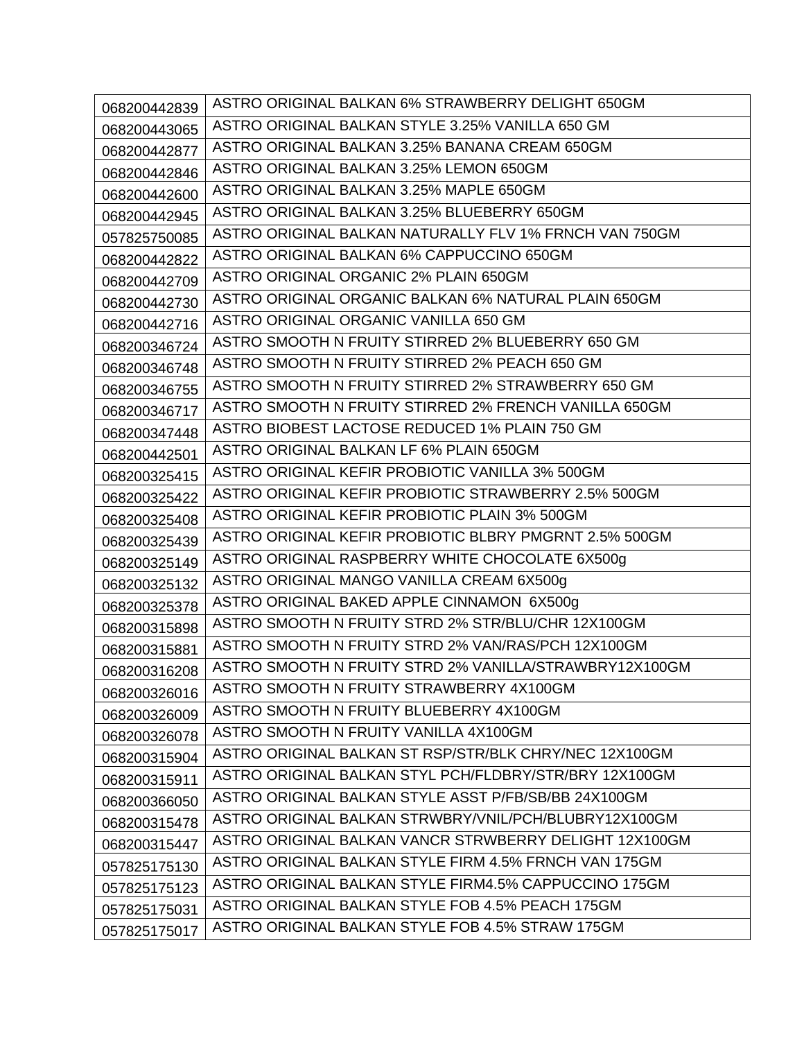| 068200442839 | ASTRO ORIGINAL BALKAN 6% STRAWBERRY DELIGHT 650GM |
|---|---|
| 068200443065 | ASTRO ORIGINAL BALKAN STYLE 3.25% VANILLA 650 GM |
| 068200442877 | ASTRO ORIGINAL BALKAN 3.25% BANANA CREAM 650GM |
| 068200442846 | ASTRO ORIGINAL BALKAN 3.25% LEMON 650GM |
| 068200442600 | ASTRO ORIGINAL BALKAN 3.25% MAPLE 650GM |
| 068200442945 | ASTRO ORIGINAL BALKAN 3.25% BLUEBERRY 650GM |
| 057825750085 | ASTRO ORIGINAL BALKAN NATURALLY FLV 1% FRNCH VAN 750GM |
| 068200442822 | ASTRO ORIGINAL BALKAN 6% CAPPUCCINO 650GM |
| 068200442709 | ASTRO ORIGINAL ORGANIC 2% PLAIN 650GM |
| 068200442730 | ASTRO ORIGINAL ORGANIC BALKAN 6% NATURAL PLAIN 650GM |
| 068200442716 | ASTRO ORIGINAL ORGANIC VANILLA 650 GM |
| 068200346724 | ASTRO SMOOTH N FRUITY STIRRED 2% BLUEBERRY 650 GM |
| 068200346748 | ASTRO SMOOTH N FRUITY STIRRED 2% PEACH 650 GM |
| 068200346755 | ASTRO SMOOTH N FRUITY STIRRED 2% STRAWBERRY 650 GM |
| 068200346717 | ASTRO SMOOTH N FRUITY STIRRED 2% FRENCH VANILLA 650GM |
| 068200347448 | ASTRO BIOBEST LACTOSE REDUCED 1% PLAIN 750 GM |
| 068200442501 | ASTRO ORIGINAL BALKAN LF 6% PLAIN 650GM |
| 068200325415 | ASTRO ORIGINAL KEFIR PROBIOTIC VANILLA 3% 500GM |
| 068200325422 | ASTRO ORIGINAL KEFIR PROBIOTIC STRAWBERRY 2.5% 500GM |
| 068200325408 | ASTRO ORIGINAL KEFIR PROBIOTIC PLAIN 3% 500GM |
| 068200325439 | ASTRO ORIGINAL KEFIR PROBIOTIC BLBRY PMGRNT 2.5% 500GM |
| 068200325149 | ASTRO ORIGINAL RASPBERRY WHITE CHOCOLATE 6X500g |
| 068200325132 | ASTRO ORIGINAL MANGO VANILLA CREAM 6X500g |
| 068200325378 | ASTRO ORIGINAL BAKED APPLE CINNAMON 6X500g |
| 068200315898 | ASTRO SMOOTH N FRUITY STRD 2% STR/BLU/CHR 12X100GM |
| 068200315881 | ASTRO SMOOTH N FRUITY STRD 2% VAN/RAS/PCH 12X100GM |
| 068200316208 | ASTRO SMOOTH N FRUITY STRD 2% VANILLA/STRAWBRY12X100GM |
| 068200326016 | ASTRO SMOOTH N FRUITY STRAWBERRY 4X100GM |
| 068200326009 | ASTRO SMOOTH N FRUITY BLUEBERRY 4X100GM |
| 068200326078 | ASTRO SMOOTH N FRUITY VANILLA 4X100GM |
| 068200315904 | ASTRO ORIGINAL BALKAN ST RSP/STR/BLK CHRY/NEC 12X100GM |
| 068200315911 | ASTRO ORIGINAL BALKAN STYL PCH/FLDBRY/STR/BRY 12X100GM |
| 068200366050 | ASTRO ORIGINAL BALKAN STYLE ASST P/FB/SB/BB 24X100GM |
| 068200315478 | ASTRO ORIGINAL BALKAN STRWBRY/VNIL/PCH/BLUBRY12X100GM |
| 068200315447 | ASTRO ORIGINAL BALKAN VANCR STRWBERRY DELIGHT 12X100GM |
| 057825175130 | ASTRO ORIGINAL BALKAN STYLE FIRM 4.5% FRNCH VAN 175GM |
| 057825175123 | ASTRO ORIGINAL BALKAN STYLE FIRM4.5% CAPPUCCINO 175GM |
| 057825175031 | ASTRO ORIGINAL BALKAN STYLE FOB 4.5% PEACH 175GM |
| 057825175017 | ASTRO ORIGINAL BALKAN STYLE FOB 4.5% STRAW 175GM |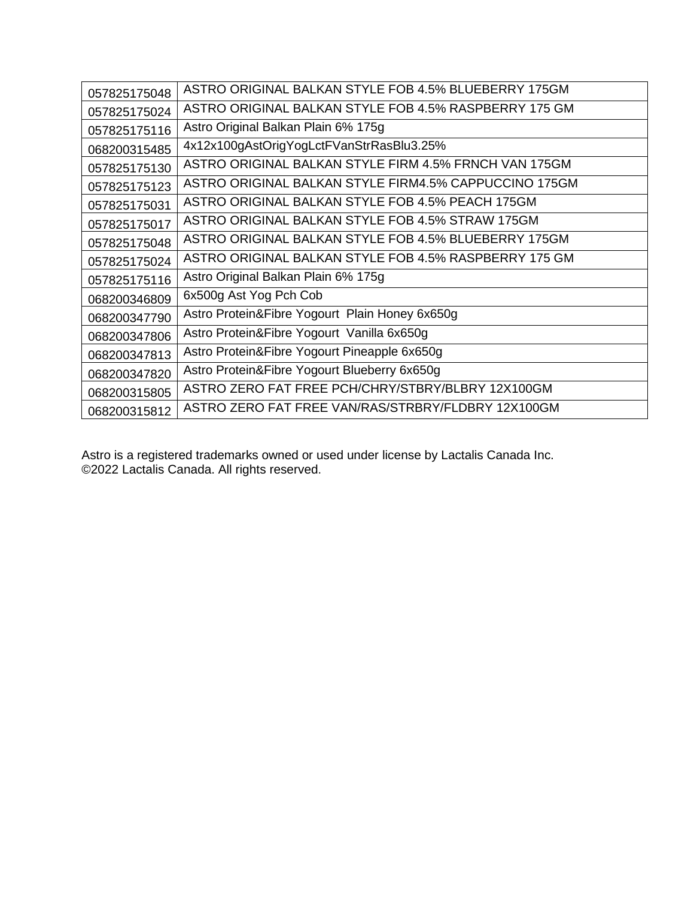| | |
|---|---|
| 057825175048 | ASTRO ORIGINAL BALKAN STYLE FOB 4.5% BLUEBERRY 175GM |
| 057825175024 | ASTRO ORIGINAL BALKAN STYLE FOB 4.5% RASPBERRY 175 GM |
| 057825175116 | Astro Original Balkan Plain 6% 175g |
| 068200315485 | 4x12x100gAstOrigYogLctFVanStrRasBlu3.25% |
| 057825175130 | ASTRO ORIGINAL BALKAN STYLE FIRM 4.5% FRNCH VAN 175GM |
| 057825175123 | ASTRO ORIGINAL BALKAN STYLE FIRM4.5% CAPPUCCINO 175GM |
| 057825175031 | ASTRO ORIGINAL BALKAN STYLE FOB 4.5% PEACH 175GM |
| 057825175017 | ASTRO ORIGINAL BALKAN STYLE FOB 4.5% STRAW 175GM |
| 057825175048 | ASTRO ORIGINAL BALKAN STYLE FOB 4.5% BLUEBERRY 175GM |
| 057825175024 | ASTRO ORIGINAL BALKAN STYLE FOB 4.5% RASPBERRY 175 GM |
| 057825175116 | Astro Original Balkan Plain 6% 175g |
| 068200346809 | 6x500g Ast Yog Pch Cob |
| 068200347790 | Astro Protein&Fibre Yogourt Plain Honey 6x650g |
| 068200347806 | Astro Protein&Fibre Yogourt Vanilla 6x650g |
| 068200347813 | Astro Protein&Fibre Yogourt Pineapple 6x650g |
| 068200347820 | Astro Protein&Fibre Yogourt Blueberry 6x650g |
| 068200315805 | ASTRO ZERO FAT FREE PCH/CHRY/STBRY/BLBRY 12X100GM |
| 068200315812 | ASTRO ZERO FAT FREE VAN/RAS/STRBRY/FLDBRY 12X100GM |

Astro is a registered trademarks owned or used under license by Lactalis Canada Inc.
©2022 Lactalis Canada. All rights reserved.